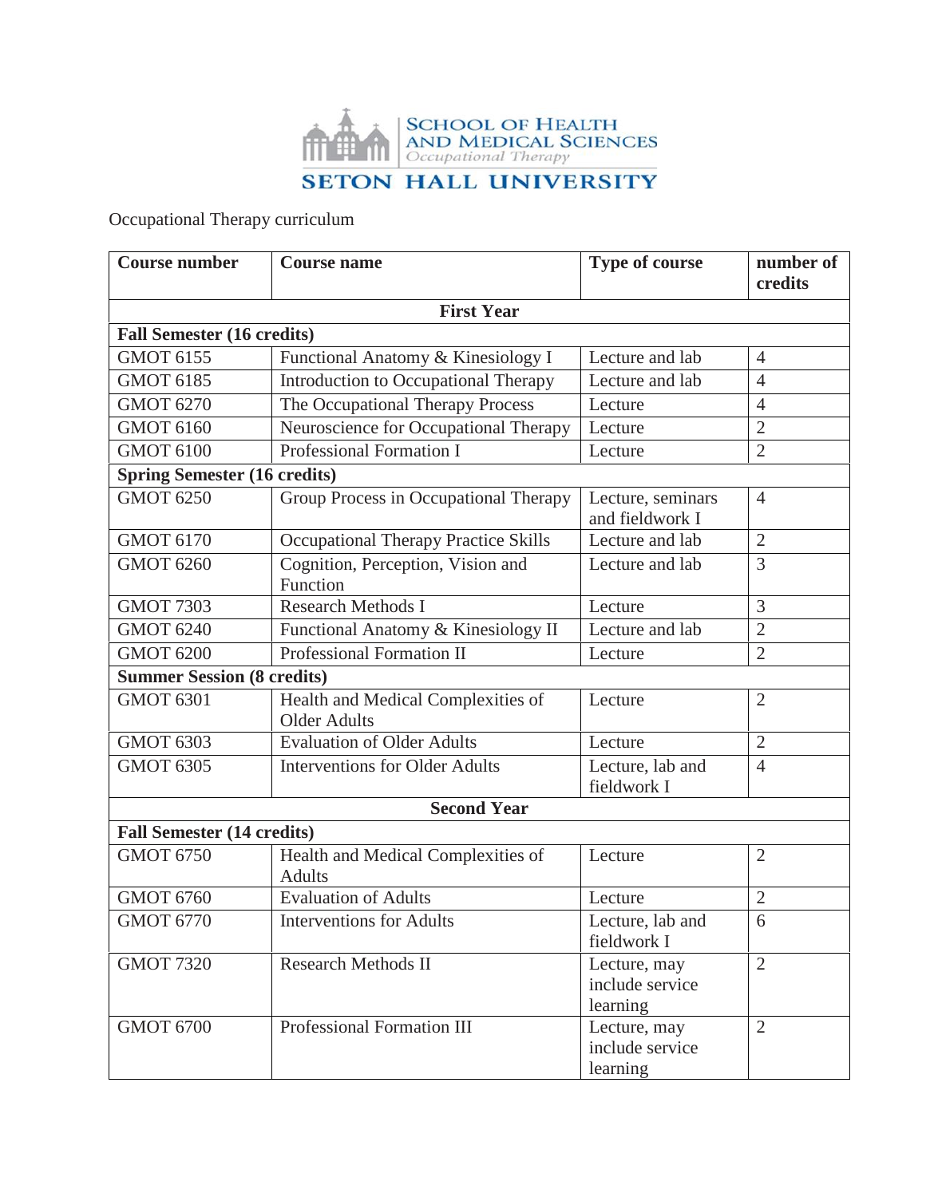SCHOOL OF HEALTH AND MEDICAL SCIENCES
*Occupational Therapy*

SETON HALL UNIVERSITY

Occupational Therapy curriculum

| Course number | Course name | Type of course | number of credits |
|---|---|---|---|
| **First Year** | | | |
| **Fall Semester (16 credits)** | | | |
| GMOT 6155 | Functional Anatomy & Kinesiology I | Lecture and lab | 4 |
| GMOT 6185 | Introduction to Occupational Therapy | Lecture and lab | 4 |
| GMOT 6270 | The Occupational Therapy Process | Lecture | 4 |
| GMOT 6160 | Neuroscience for Occupational Therapy | Lecture | 2 |
| GMOT 6100 | Professional Formation I | Lecture | 2 |
| **Spring Semester (16 credits)** | | | |
| GMOT 6250 | Group Process in Occupational Therapy | Lecture, seminars and fieldwork I | 4 |
| GMOT 6170 | Occupational Therapy Practice Skills | Lecture and lab | 2 |
| GMOT 6260 | Cognition, Perception, Vision and Function | Lecture and lab | 3 |
| GMOT 7303 | Research Methods I | Lecture | 3 |
| GMOT 6240 | Functional Anatomy & Kinesiology II | Lecture and lab | 2 |
| GMOT 6200 | Professional Formation II | Lecture | 2 |
| **Summer Session (8 credits)** | | | |
| GMOT 6301 | Health and Medical Complexities of Older Adults | Lecture | 2 |
| GMOT 6303 | Evaluation of Older Adults | Lecture | 2 |
| GMOT 6305 | Interventions for Older Adults | Lecture, lab and fieldwork I | 4 |
| **Second Year** | | | |
| **Fall Semester (14 credits)** | | | |
| GMOT 6750 | Health and Medical Complexities of Adults | Lecture | 2 |
| GMOT 6760 | Evaluation of Adults | Lecture | 2 |
| GMOT 6770 | Interventions for Adults | Lecture, lab and fieldwork I | 6 |
| GMOT 7320 | Research Methods II | Lecture, may include service learning | 2 |
| GMOT 6700 | Professional Formation III | Lecture, may include service learning | 2 |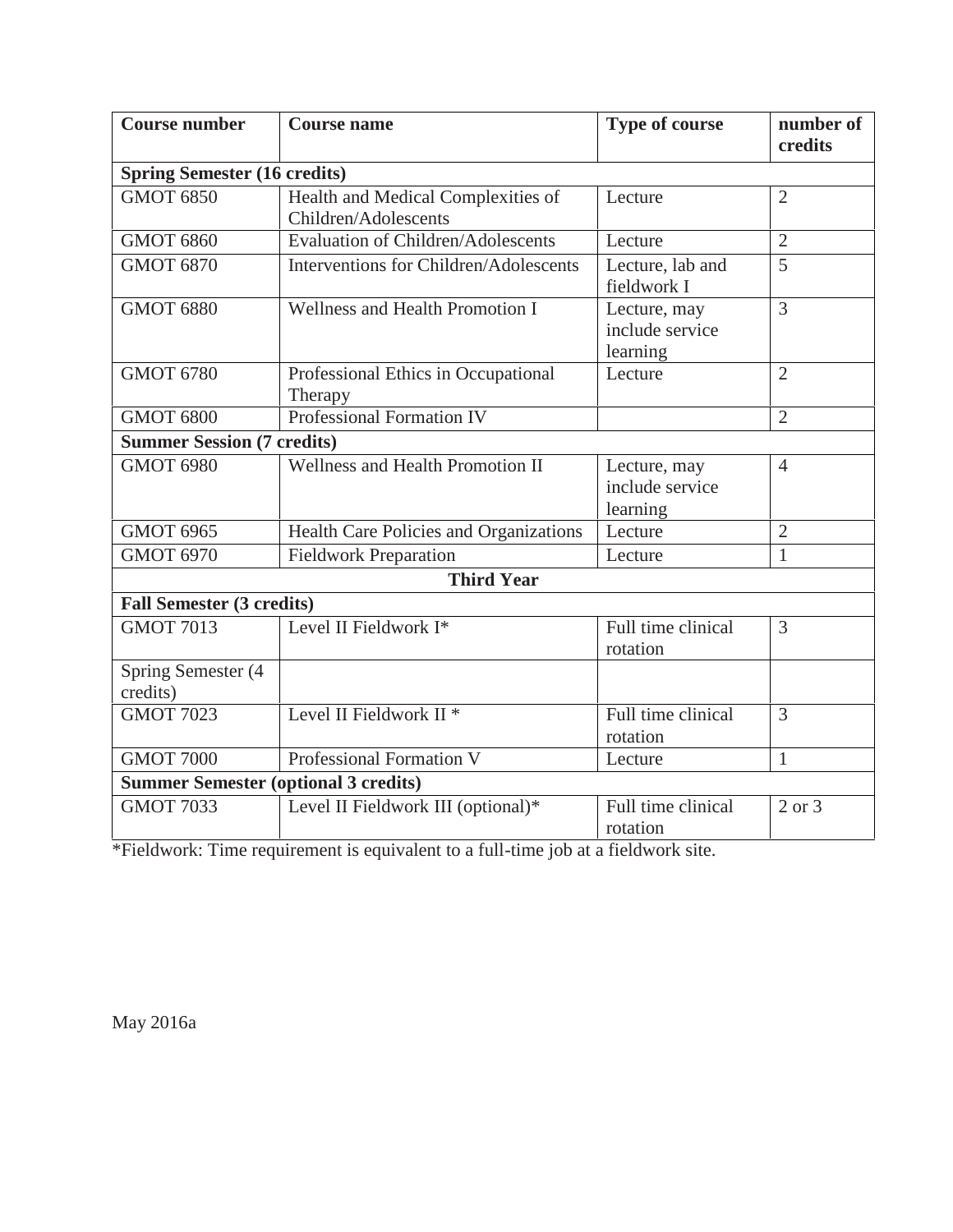| Course number | Course name | Type of course | number of credits |
|---|---|---|---|
| **Spring Semester (16 credits)** | | | |
| GMOT 6850 | Health and Medical Complexities of Children/Adolescents | Lecture | 2 |
| GMOT 6860 | Evaluation of Children/Adolescents | Lecture | 2 |
| GMOT 6870 | Interventions for Children/Adolescents | Lecture, lab and fieldwork I | 5 |
| GMOT 6880 | Wellness and Health Promotion I | Lecture, may include service learning | 3 |
| GMOT 6780 | Professional Ethics in Occupational Therapy | Lecture | 2 |
| GMOT 6800 | Professional Formation IV | | 2 |
| **Summer Session (7 credits)** | | | |
| GMOT 6980 | Wellness and Health Promotion II | Lecture, may include service learning | 4 |
| GMOT 6965 | Health Care Policies and Organizations | Lecture | 2 |
| GMOT 6970 | Fieldwork Preparation | Lecture | 1 |
| **Third Year** | | | |
| **Fall Semester (3 credits)** | | | |
| GMOT 7013 | Level II Fieldwork I* | Full time clinical rotation | 3 |
| Spring Semester (4 credits) | | | |
| GMOT 7023 | Level II Fieldwork II * | Full time clinical rotation | 3 |
| GMOT 7000 | Professional Formation V | Lecture | 1 |
| **Summer Semester (optional 3 credits)** | | | |
| GMOT 7033 | Level II Fieldwork III (optional)* | Full time clinical rotation | 2 or 3 |

*Fieldwork: Time requirement is equivalent to a full-time job at a fieldwork site.

May 2016a